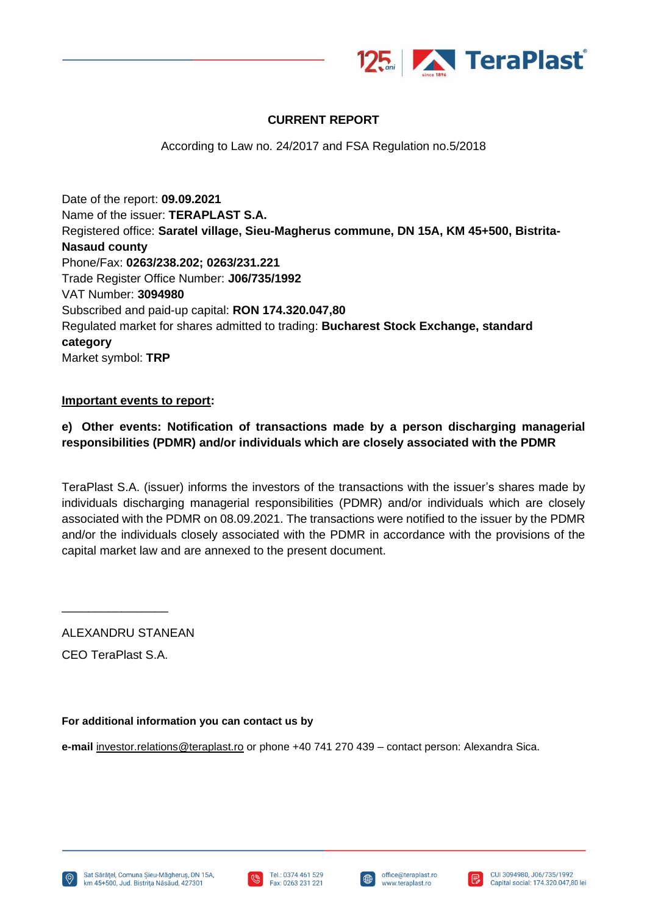**CURRENT REPORT**

According to Law no. 24/2017 and FSA Regulation no.5/2018

Date of the report: **09.09.2021**
Name of the issuer: **TERAPLAST S.A.**
Registered office: **Saratel village, Sieu-Magherus commune, DN 15A, KM 45+500, Bistrita-Nasaud county**
Phone/Fax: **0263/238.202; 0263/231.221**
Trade Register Office Number: **J06/735/1992**
VAT Number: **3094980**
Subscribed and paid-up capital: **RON 174.320.047,80**
Regulated market for shares admitted to trading: **Bucharest Stock Exchange, standard category**
Market symbol: **TRP**

**Important events to report**:

**e) Other events: Notification of transactions made by a person discharging managerial responsibilities (PDMR) and/or individuals which are closely associated with the PDMR**

TeraPlast S.A. (issuer) informs the investors of the transactions with the issuer's shares made by individuals discharging managerial responsibilities (PDMR) and/or individuals which are closely associated with the PDMR on 08.09.2021. The transactions were notified to the issuer by the PDMR and/or the individuals closely associated with the PDMR in accordance with the provisions of the capital market law and are annexed to the present document.

\_\_\_\_\_\_\_\_\_\_\_\_\_\_\_\_

ALEXANDRU STANEAN

CEO TeraPlast S.A.

**For additional information you can contact us by**

**e-mail** investor.relations@teraplast.ro or phone +40 741 270 439 – contact person: Alexandra Sica.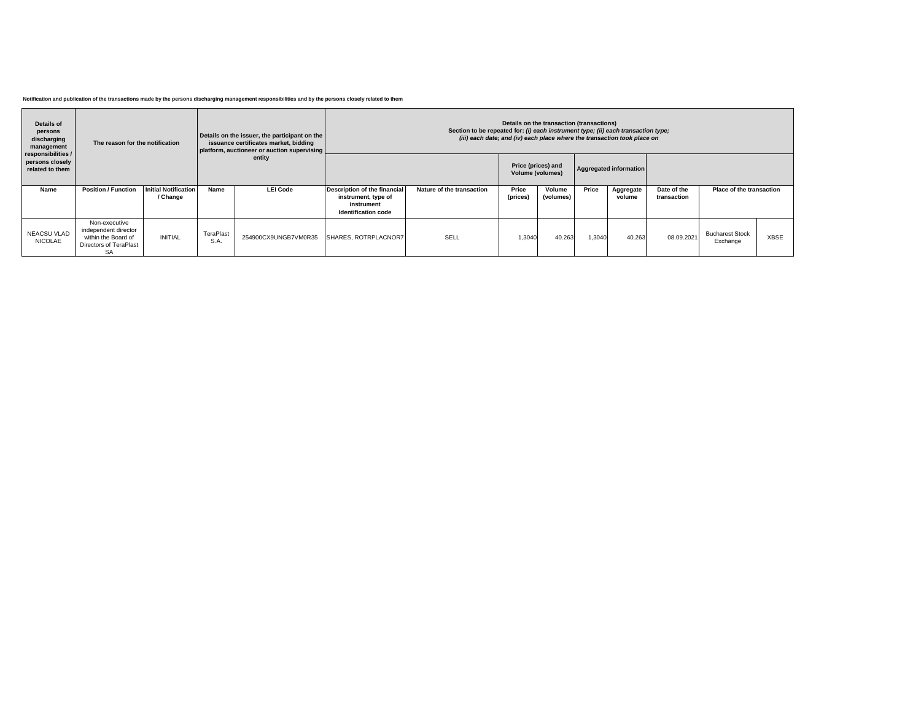**Notification and publication of the transactions made by the persons discharging management responsibilities and by the persons closely related to them**

| Details of persons discharging management responsibilities / persons closely related to them | The reason for the notification | | Details on the issuer, the participant on the issuance certificates market, bidding platform, auctioneer or auction supervising entity | | Details on the transaction (transactions) Section to be repeated for: *(i) each instrument type; (ii) each transaction type; (iii) each date; and (iv) each place where the transaction took place on* | | | | | | | | |
|---|---|---|---|---|---|---|---|---|---|---|---|---|---|
| | | | | | | | Price (prices) and Volume (volumes) | | Aggregated information | | | | |
| Name | Position / Function | Initial Notification / Change | Name | LEI Code | Description of the financial instrument, type of instrument Identification code | Nature of the transaction | Price (prices) | Volume (volumes) | Price | Aggregate volume | Date of the transaction | Place of the transaction | |
| NEACSU VLAD NICOLAE | Non-executive independent director within the Board of Directors of TeraPlast SA | INITIAL | TeraPlast S.A. | 254900CX9UNGB7VM0R35 | SHARES, ROTRPLACNOR7 | SELL | 1,3040 | 40.263 | 1,3040 | 40.263 | 08.09.2021 | Bucharest Stock Exchange | XBSE |